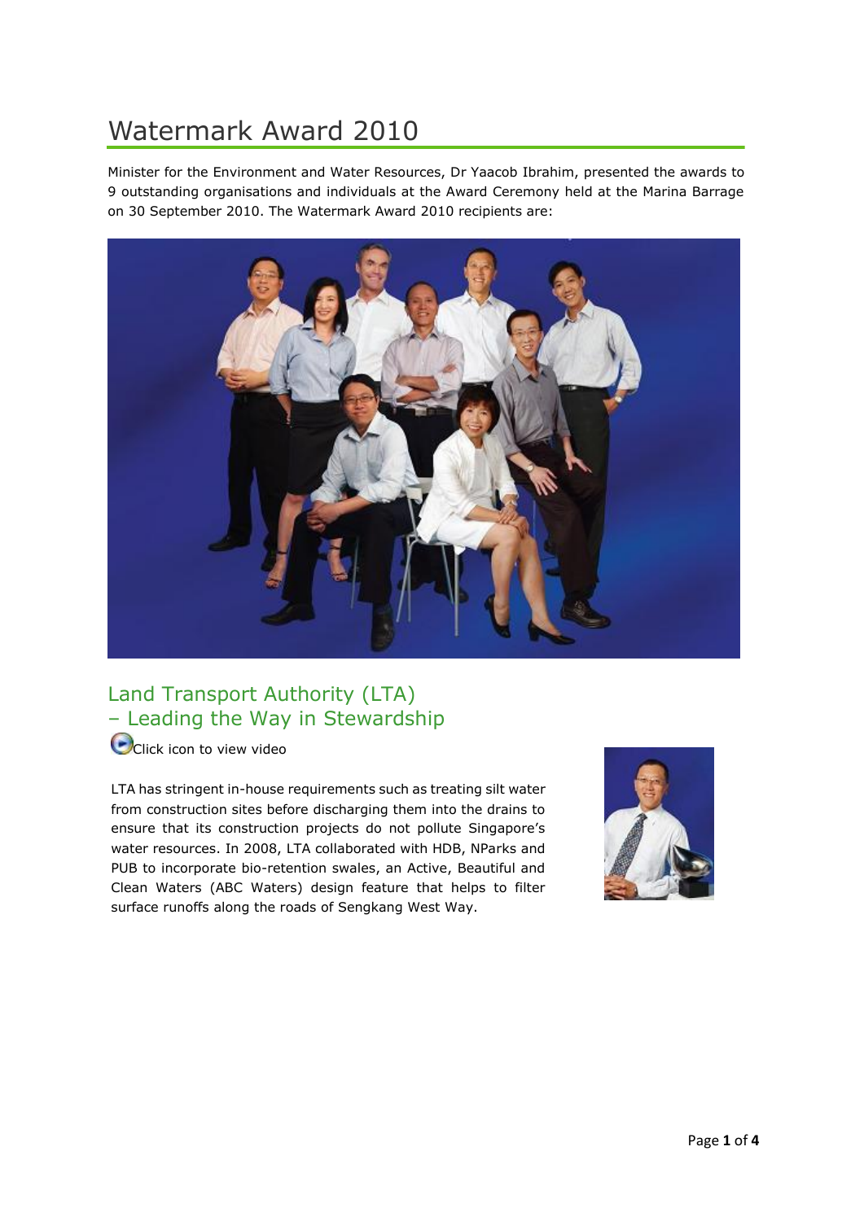# Watermark Award 2010

Minister for the Environment and Water Resources, Dr Yaacob Ibrahim, presented the awards to 9 outstanding organisations and individuals at the Award Ceremony held at the Marina Barrage on 30 September 2010. The Watermark Award 2010 recipients are:

## Land Transport Authority (LTA) – Leading the Way in Stewardship

Click icon to view video

LTA has stringent in-house requirements such as treating silt water from construction sites before discharging them into the drains to ensure that its construction projects do not pollute Singapore's water resources. In 2008, LTA collaborated with HDB, NParks and PUB to incorporate bio-retention swales, an Active, Beautiful and Clean Waters (ABC Waters) design feature that helps to filter surface runoffs along the roads of Sengkang West Way.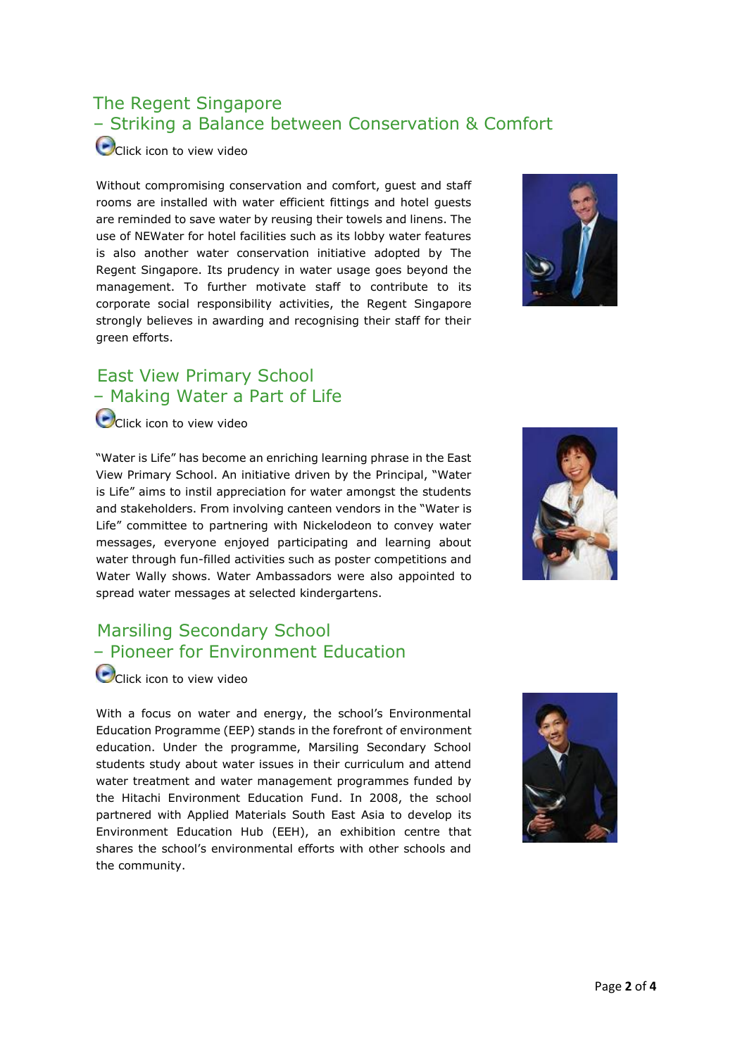## The Regent Singapore
## – Striking a Balance between Conservation & Comfort

Click icon to view video

Without compromising conservation and comfort, guest and staff rooms are installed with water efficient fittings and hotel guests are reminded to save water by reusing their towels and linens. The use of NEWater for hotel facilities such as its lobby water features is also another water conservation initiative adopted by The Regent Singapore. Its prudency in water usage goes beyond the management. To further motivate staff to contribute to its corporate social responsibility activities, the Regent Singapore strongly believes in awarding and recognising their staff for their green efforts.

## East View Primary School
## – Making Water a Part of Life

Click icon to view video

"Water is Life" has become an enriching learning phrase in the East View Primary School. An initiative driven by the Principal, "Water is Life" aims to instil appreciation for water amongst the students and stakeholders. From involving canteen vendors in the "Water is Life" committee to partnering with Nickelodeon to convey water messages, everyone enjoyed participating and learning about water through fun-filled activities such as poster competitions and Water Wally shows. Water Ambassadors were also appointed to spread water messages at selected kindergartens.

## Marsiling Secondary School
## – Pioneer for Environment Education

Click icon to view video

With a focus on water and energy, the school's Environmental Education Programme (EEP) stands in the forefront of environment education. Under the programme, Marsiling Secondary School students study about water issues in their curriculum and attend water treatment and water management programmes funded by the Hitachi Environment Education Fund. In 2008, the school partnered with Applied Materials South East Asia to develop its Environment Education Hub (EEH), an exhibition centre that shares the school's environmental efforts with other schools and the community.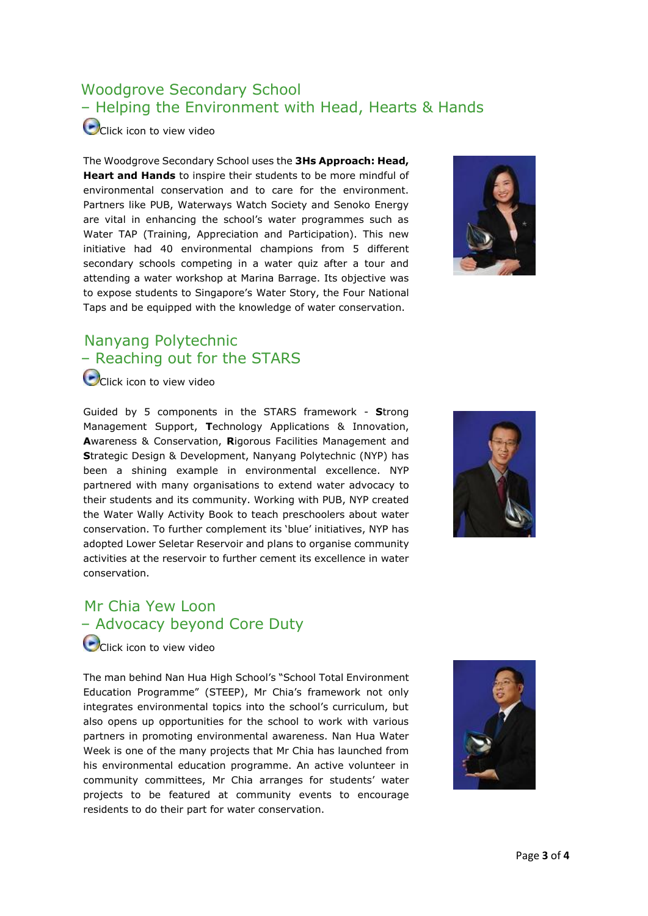## Woodgrove Secondary School
## – Helping the Environment with Head, Hearts & Hands

Click icon to view video

The Woodgrove Secondary School uses the **3Hs Approach: Head, Heart and Hands** to inspire their students to be more mindful of environmental conservation and to care for the environment. Partners like PUB, Waterways Watch Society and Senoko Energy are vital in enhancing the school's water programmes such as Water TAP (Training, Appreciation and Participation). This new initiative had 40 environmental champions from 5 different secondary schools competing in a water quiz after a tour and attending a water workshop at Marina Barrage. Its objective was to expose students to Singapore's Water Story, the Four National Taps and be equipped with the knowledge of water conservation.

## Nanyang Polytechnic
## – Reaching out for the STARS

Click icon to view video

Guided by 5 components in the STARS framework - **S**trong Management Support, **T**echnology Applications & Innovation, **A**wareness & Conservation, **R**igorous Facilities Management and **S**trategic Design & Development, Nanyang Polytechnic (NYP) has been a shining example in environmental excellence. NYP partnered with many organisations to extend water advocacy to their students and its community. Working with PUB, NYP created the Water Wally Activity Book to teach preschoolers about water conservation. To further complement its 'blue' initiatives, NYP has adopted Lower Seletar Reservoir and plans to organise community activities at the reservoir to further cement its excellence in water conservation.

## Mr Chia Yew Loon
## – Advocacy beyond Core Duty

Click icon to view video

The man behind Nan Hua High School's "School Total Environment Education Programme" (STEEP), Mr Chia's framework not only integrates environmental topics into the school's curriculum, but also opens up opportunities for the school to work with various partners in promoting environmental awareness. Nan Hua Water Week is one of the many projects that Mr Chia has launched from his environmental education programme. An active volunteer in community committees, Mr Chia arranges for students' water projects to be featured at community events to encourage residents to do their part for water conservation.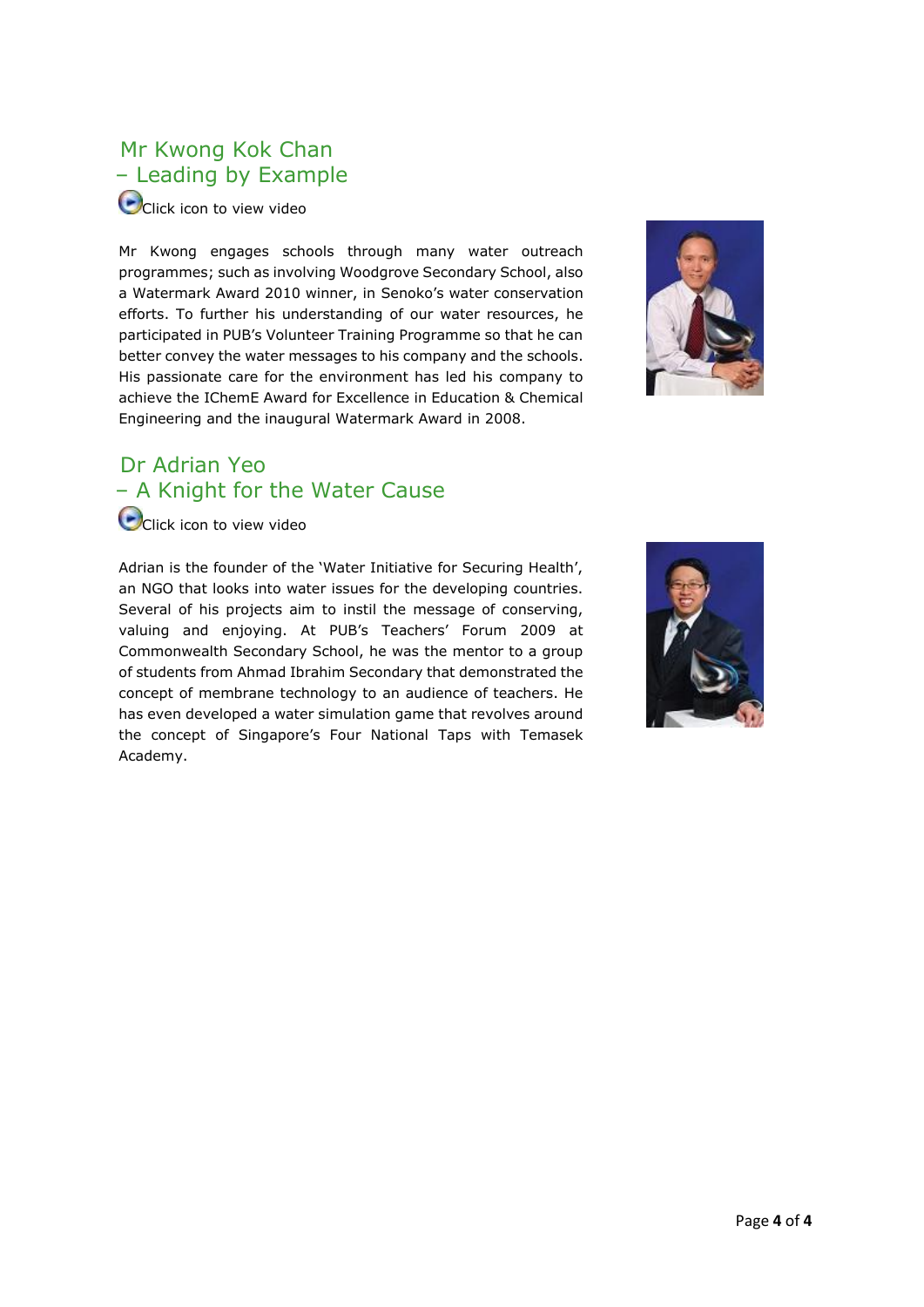## Mr Kwong Kok Chan
## – Leading by Example

Click icon to view video

Mr Kwong engages schools through many water outreach programmes; such as involving Woodgrove Secondary School, also a Watermark Award 2010 winner, in Senoko's water conservation efforts. To further his understanding of our water resources, he participated in PUB's Volunteer Training Programme so that he can better convey the water messages to his company and the schools. His passionate care for the environment has led his company to achieve the IChemE Award for Excellence in Education & Chemical Engineering and the inaugural Watermark Award in 2008.

## Dr Adrian Yeo
## – A Knight for the Water Cause

Click icon to view video

Adrian is the founder of the 'Water Initiative for Securing Health', an NGO that looks into water issues for the developing countries. Several of his projects aim to instil the message of conserving, valuing and enjoying. At PUB's Teachers' Forum 2009 at Commonwealth Secondary School, he was the mentor to a group of students from Ahmad Ibrahim Secondary that demonstrated the concept of membrane technology to an audience of teachers. He has even developed a water simulation game that revolves around the concept of Singapore's Four National Taps with Temasek Academy.